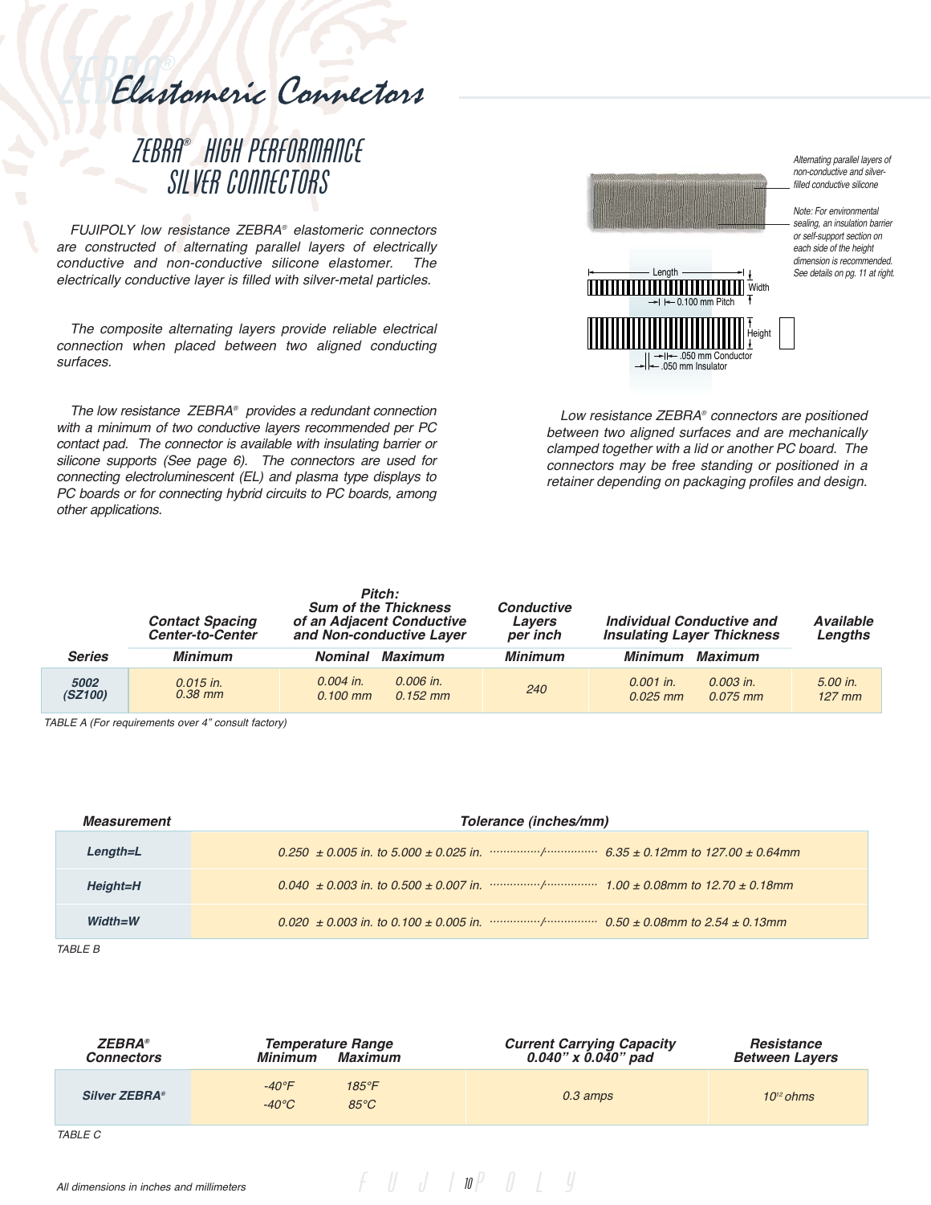# Elastomeric Connectors

## ZEBRA® HIGH PERFORMANCE SILVER CONNECTORS

*FUJIPOLY low resistance ZEBRA® elastomeric connectors are constructed of alternating parallel layers of electrically conductive and non-conductive silicone elastomer. The electrically conductive layer is filled with silver-metal particles.*

*The composite alternating layers provide reliable electrical connection when placed between two aligned conducting surfaces.*

*The low resistance ZEBRA® provides a redundant connection with a minimum of two conductive layers recommended per PC contact pad. The connector is available with insulating barrier or silicone supports (See page 6). The connectors are used for connecting electroluminescent (EL) and plasma type displays to PC boards or for connecting hybrid circuits to PC boards, among other applications.*

Alternating parallel layers of non-conductive and silver-filled conductive silicone

Note: For environmental sealing, an insulation barrier or self-support section on each side of the height dimension is recommended. See details on pg. 11 at right.

Length · Width · 0.100 mm Pitch · Height · .050 mm Conductor · .050 mm Insulator

*Low resistance ZEBRA® connectors are positioned between two aligned surfaces and are mechanically clamped together with a lid or another PC board. The connectors may be free standing or positioned in a retainer depending on packaging profiles and design.*

| Series | Contact Spacing Center-to-Center | Pitch: Sum of the Thickness of an Adjacent Conductive and Non-conductive Layer | | Conductive Layers per inch | Individual Conductive and Insulating Layer Thickness | | Available Lengths |
|---|---|---|---|---|---|---|---|
| | Minimum | Nominal | Maximum | Minimum | Minimum | Maximum | |
| 5002 (SZ100) | 0.015 in. 0.38 mm | 0.004 in. 0.100 mm | 0.006 in. 0.152 mm | 240 | 0.001 in. 0.025 mm | 0.003 in. 0.075 mm | 5.00 in. 127 mm |

TABLE A (For requirements over 4" consult factory)

| Measurement | Tolerance (inches/mm) |
|---|---|
| Length=L | 0.250 ± 0.005 in. to 5.000 ± 0.025 in. / 6.35 ± 0.12mm to 127.00 ± 0.64mm |
| Height=H | 0.040 ± 0.003 in. to 0.500 ± 0.007 in. / 1.00 ± 0.08mm to 12.70 ± 0.18mm |
| Width=W | 0.020 ± 0.003 in. to 0.100 ± 0.005 in. / 0.50 ± 0.08mm to 2.54 ± 0.13mm |

TABLE B

| ZEBRA® Connectors | Temperature Range | | Current Carrying Capacity 0.040" x 0.040" pad | Resistance Between Layers |
|---|---|---|---|---|
| | Minimum | Maximum | | |
| Silver ZEBRA® | -40°F -40°C | 185°F 85°C | 0.3 amps | $10^{12}$ ohms |

TABLE C

All dimensions in inches and millimeters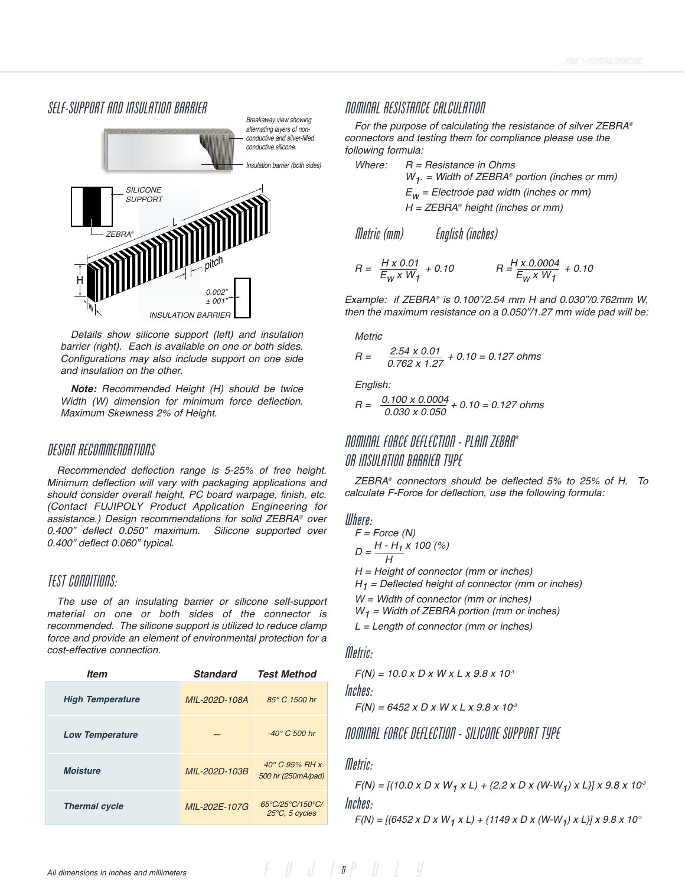## SELF-SUPPORT AND INSULATION BARRIER

Breakaway view showing alternating layers of non-conductive and silver-filled conductive silicone.

Insulation barrier (both sides)

SILICONE SUPPORT

ZEBRA®

L

H

W

pitch

0.002" ± 001"

INSULATION BARRIER

*Details show silicone support (left) and insulation barrier (right). Each is available on one or both sides. Configurations may also include support on one side and insulation on the other.*

***Note:*** *Recommended Height (H) should be twice Width (W) dimension for minimum force deflection. Maximum Skewness 2% of Height.*

## DESIGN RECOMMENDATIONS

*Recommended deflection range is 5-25% of free height. Minimum deflection will vary with packaging applications and should consider overall height, PC board warpage, finish, etc. (Contact FUJIPOLY Product Application Engineering for assistance.) Design recommendations for solid ZEBRA® over 0.400" deflect 0.050" maximum. Silicone supported over 0.400" deflect 0.060" typical.*

## TEST CONDITIONS:

*The use of an insulating barrier or silicone self-support material on one or both sides of the connector is recommended. The silicone support is utilized to reduce clamp force and provide an element of environmental protection for a cost-effective connection.*

| Item | Standard | Test Method |
|---|---|---|
| **High Temperature** | MIL-202D-108A | 85° C 1500 hr |
| **Low Temperature** | — | -40° C 500 hr |
| **Moisture** | MIL-202D-103B | 40° C 95% RH x 500 hr (250mA/pad) |
| **Thermal cycle** | MIL-202E-107G | 65°C/25°C/150°C/ 25°C, 5 cycles |

## NOMINAL RESISTANCE CALCULATION

*For the purpose of calculating the resistance of silver ZEBRA® connectors and testing them for compliance please use the following formula:*

*Where:* $R$ = Resistance in Ohms
$W_1$ = Width of ZEBRA® portion (inches or mm)
$E_W$ = Electrode pad width (inches or mm)
$H$ = ZEBRA® height (inches or mm)

### Metric (mm)

$$R = \frac{H \times 0.01}{E_W \times W_1} + 0.10$$

### English (inches)

$$R = \frac{H \times 0.0004}{E_W \times W_1} + 0.10$$

*Example: if ZEBRA® is 0.100"/2.54 mm H and 0.030"/0.762mm W, then the maximum resistance on a 0.050"/1.27 mm wide pad will be:*

*Metric*

$$R = \frac{2.54 \times 0.01}{0.762 \times 1.27} + 0.10 = 0.127 \text{ ohms}$$

*English:*

$$R = \frac{0.100 \times 0.0004}{0.030 \times 0.050} + 0.10 = 0.127 \text{ ohms}$$

## NOMINAL FORCE DEFLECTION - PLAIN ZEBRA® OR INSULATION BARRIER TYPE

*ZEBRA® connectors should be deflected 5% to 25% of H. To calculate F-Force for deflection, use the following formula:*

### Where:

$F$ = Force (N)

$$D = \frac{H - H_1}{H} \times 100\ (\%)$$

$H$ = Height of connector (mm or inches)
$H_1$ = Deflected height of connector (mm or inches)
$W$ = Width of connector (mm or inches)
$W_1$ = Width of ZEBRA portion (mm or inches)
$L$ = Length of connector (mm or inches)

### Metric:

$$F(N) = 10.0 \times D \times W \times L \times 9.8 \times 10^{-3}$$

### Inches:

$$F(N) = 6452 \times D \times W \times L \times 9.8 \times 10^{-3}$$

## NOMINAL FORCE DEFLECTION - SILICONE SUPPORT TYPE

### Metric:

$$F(N) = [(10.0 \times D \times W_1 \times L) + \{2.2 \times D \times (W-W_1) \times L\}] \times 9.8 \times 10^{-3}$$

### Inches:

$$F(N) = [(6452 \times D \times W_1 \times L) + \{1149 \times D \times (W-W_1) \times L\}] \times 9.8 \times 10^{-3}$$

*All dimensions in inches and millimeters*